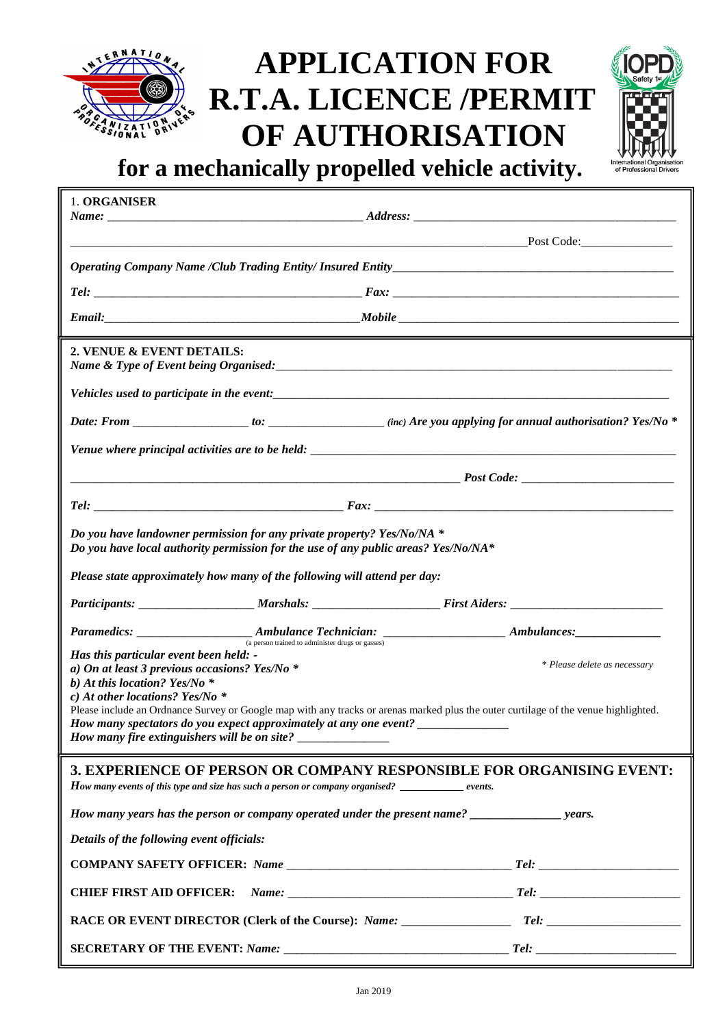# APPLICATION FOR R.T.A. LICENCE /PERMIT OF AUTHORISATION

## for a mechanically propelled vehicle activity.

### 1. ORGANISER

***Name:*** __________________________________________ ***Address:*** __________________________________________

______________________________________________________________________Post Code:_______________

***Operating Company Name /Club Trading Entity/ Insured Entity***_______________________________________________

***Tel:*** _____________________________________________ ***Fax:*** ________________________________________________

***Email:***_____________________________________________***Mobile*** ______________________________________________

### 2. VENUE & EVENT DETAILS:

***Name & Type of Event being Organised:***_______________________________________________________________

***Vehicles used to participate in the event:***______________________________________________________________

***Date: From*** ___________________ ***to:*** ___________________ *(inc)* ***Are you applying for annual authorisation? Yes/No \****

***Venue where principal activities are to be held:*** __________________________________________________________

_____________________________________________________________________ ***Post Code:*** _________________________

***Tel:*** _________________________________________ ***Fax:*** ____________________________________________________

***Do you have landowner permission for any private property? Yes/No/NA \****
***Do you have local authority permission for the use of any public areas? Yes/No/NA\****

***Please state approximately how many of the following will attend per day:***

***Participants:*** ___________________ ***Marshals:*** _____________________ ***First Aiders:*** _________________________

***Paramedics:*** ___________________ ***Ambulance Technician:*** (a person trained to administer drugs or gasses) ____________________ ***Ambulances:***______________

***Has this particular event been held: -***
***a) On at least 3 previous occasions? Yes/No \****
***b) At this location? Yes/No \****
***c) At other locations? Yes/No \****

*\* Please delete as necessary*

Please include an Ordnance Survey or Google map with any tracks or arenas marked plus the outer curtilage of the venue highlighted.

***How many spectators do you expect approximately at any one event?*** _______________
***How many fire extinguishers will be on site?*** _______________

### 3. EXPERIENCE OF PERSON OR COMPANY RESPONSIBLE FOR ORGANISING EVENT:

***How many events of this type and size has such a person or company organised?*** ____________ ***events.***

***How many years has the person or company operated under the present name?*** _______________ ***years.***

***Details of the following event officials:***

**COMPANY SAFETY OFFICER:** ***Name*** ____________________________________ ***Tel:*** _______________________

**CHIEF FIRST AID OFFICER:** ***Name:*** ____________________________________ ***Tel:*** _______________________

**RACE OR EVENT DIRECTOR (Clerk of the Course):** ***Name:*** __________________ ***Tel:*** _______________________

**SECRETARY OF THE EVENT:** ***Name:*** ____________________________________ ***Tel:*** _______________________

Jan 2019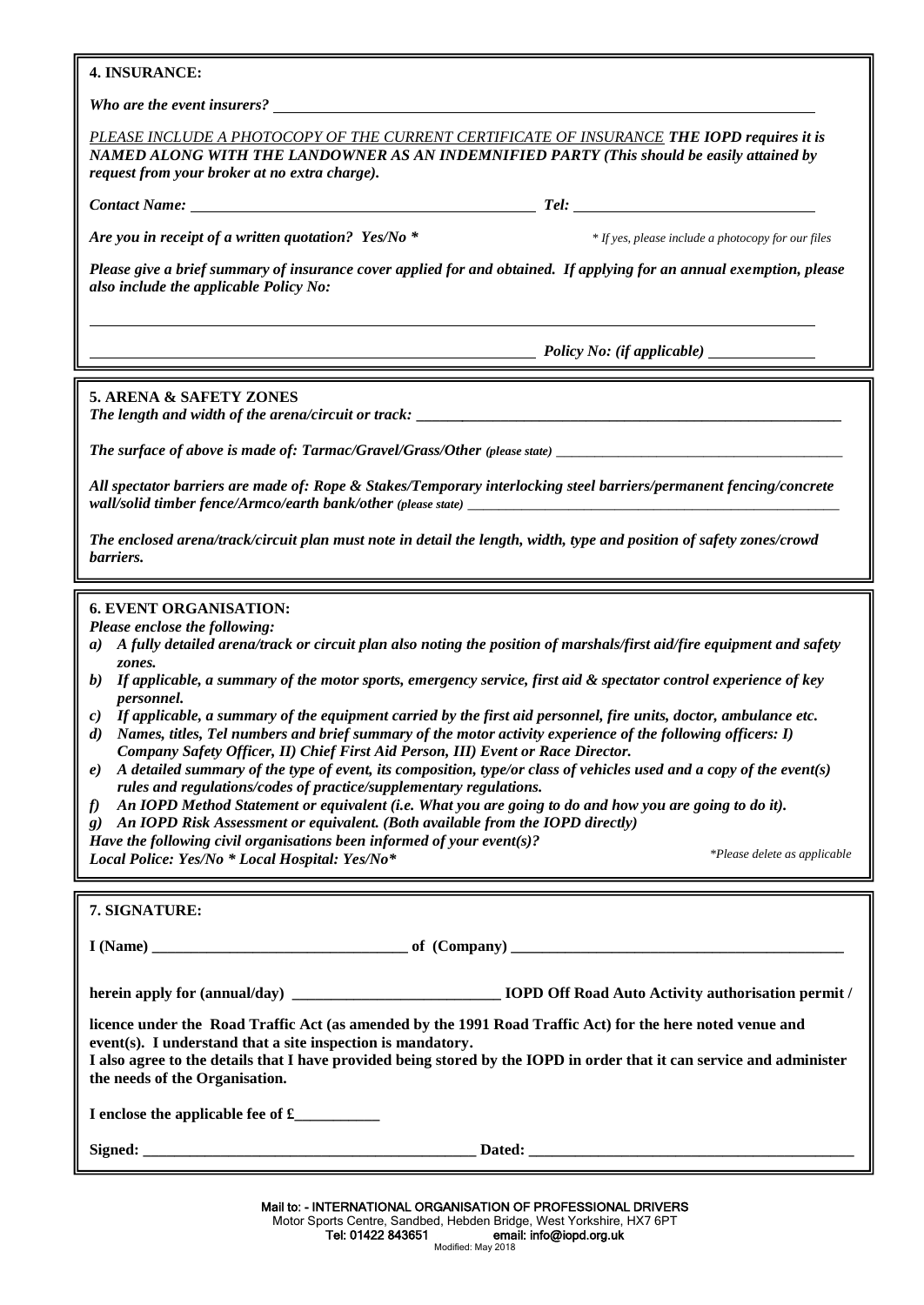## 4. INSURANCE:

*Who are the event insurers?* ______________________________

*PLEASE INCLUDE A PHOTOCOPY OF THE CURRENT CERTIFICATE OF INSURANCE* ***THE IOPD requires it is NAMED ALONG WITH THE LANDOWNER AS AN INDEMNIFIED PARTY (This should be easily attained by request from your broker at no extra charge).***

***Contact Name:*** ______________________________ ***Tel:*** ______________________________

***Are you in receipt of a written quotation? Yes/No**** *\* If yes, please include a photocopy for our files*

***Please give a brief summary of insurance cover applied for and obtained. If applying for an annual exemption, please also include the applicable Policy No:***

______________________________

______________________________ ***Policy No: (if applicable)*** ______________

## 5. ARENA & SAFETY ZONES

***The length and width of the arena/circuit or track:*** ______________________________

***The surface of above is made of: Tarmac/Gravel/Grass/Other*** *(please state)* ______________________________

***All spectator barriers are made of: Rope & Stakes/Temporary interlocking steel barriers/permanent fencing/concrete wall/solid timber fence/Armco/earth bank/other*** *(please state)* ______________________________

***The enclosed arena/track/circuit plan must note in detail the length, width, type and position of safety zones/crowd barriers.***

## 6. EVENT ORGANISATION:

***Please enclose the following:***

***a) A fully detailed arena/track or circuit plan also noting the position of marshals/first aid/fire equipment and safety zones.***
***b) If applicable, a summary of the motor sports, emergency service, first aid & spectator control experience of key personnel.***
***c) If applicable, a summary of the equipment carried by the first aid personnel, fire units, doctor, ambulance etc.***
***d) Names, titles, Tel numbers and brief summary of the motor activity experience of the following officers: I) Company Safety Officer, II) Chief First Aid Person, III) Event or Race Director.***
***e) A detailed summary of the type of event, its composition, type/or class of vehicles used and a copy of the event(s) rules and regulations/codes of practice/supplementary regulations.***
***f) An IOPD Method Statement or equivalent (i.e. What you are going to do and how you are going to do it).***
***g) An IOPD Risk Assessment or equivalent. (Both available from the IOPD directly)***

***Have the following civil organisations been informed of your event(s)?***
***Local Police: Yes/No * Local Hospital: Yes/No**** *\*Please delete as applicable*

## 7. SIGNATURE:

**I (Name)** ______________________________ **of (Company)** ______________________________

**herein apply for (annual/day)** ______________________________ **IOPD Off Road Auto Activity authorisation permit / licence under the Road Traffic Act (as amended by the 1991 Road Traffic Act) for the here noted venue and event(s). I understand that a site inspection is mandatory.**
**I also agree to the details that I have provided being stored by the IOPD in order that it can service and administer the needs of the Organisation.**

**I enclose the applicable fee of £**___________

**Signed:** ______________________________ **Dated:** ______________________________

Mail to: - INTERNATIONAL ORGANISATION OF PROFESSIONAL DRIVERS
Motor Sports Centre, Sandbed, Hebden Bridge, West Yorkshire, HX7 6PT
Tel: 01422 843651 email: info@iopd.org.uk
Modified: May 2018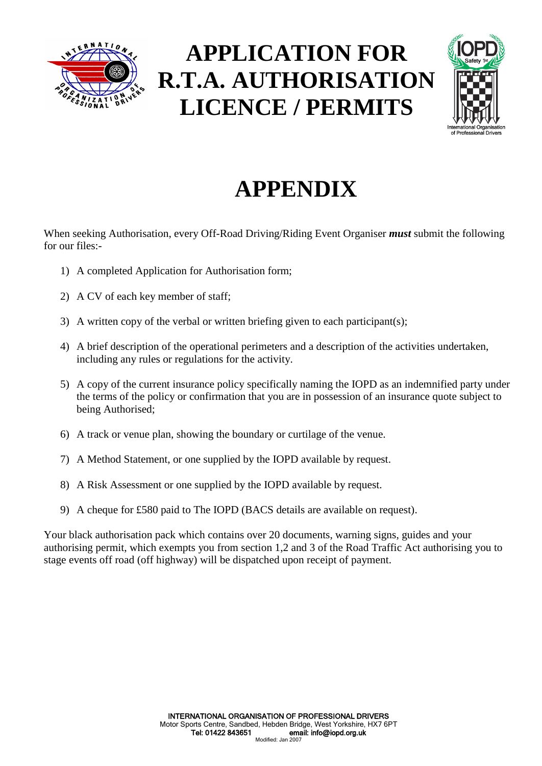# APPLICATION FOR R.T.A. AUTHORISATION LICENCE / PERMITS

# APPENDIX

When seeking Authorisation, every Off-Road Driving/Riding Event Organiser ***must*** submit the following for our files:-

1) A completed Application for Authorisation form;

2) A CV of each key member of staff;

3) A written copy of the verbal or written briefing given to each participant(s);

4) A brief description of the operational perimeters and a description of the activities undertaken, including any rules or regulations for the activity.

5) A copy of the current insurance policy specifically naming the IOPD as an indemnified party under the terms of the policy or confirmation that you are in possession of an insurance quote subject to being Authorised;

6) A track or venue plan, showing the boundary or curtilage of the venue.

7) A Method Statement, or one supplied by the IOPD available by request.

8) A Risk Assessment or one supplied by the IOPD available by request.

9) A cheque for £580 paid to The IOPD (BACS details are available on request).

Your black authorisation pack which contains over 20 documents, warning signs, guides and your authorising permit, which exempts you from section 1,2 and 3 of the Road Traffic Act authorising you to stage events off road (off highway) will be dispatched upon receipt of payment.

**INTERNATIONAL ORGANISATION OF PROFESSIONAL DRIVERS**
Motor Sports Centre, Sandbed, Hebden Bridge, West Yorkshire, HX7 6PT
**Tel: 01422 843651** **email: info@iopd.org.uk**
Modified: Jan 2007